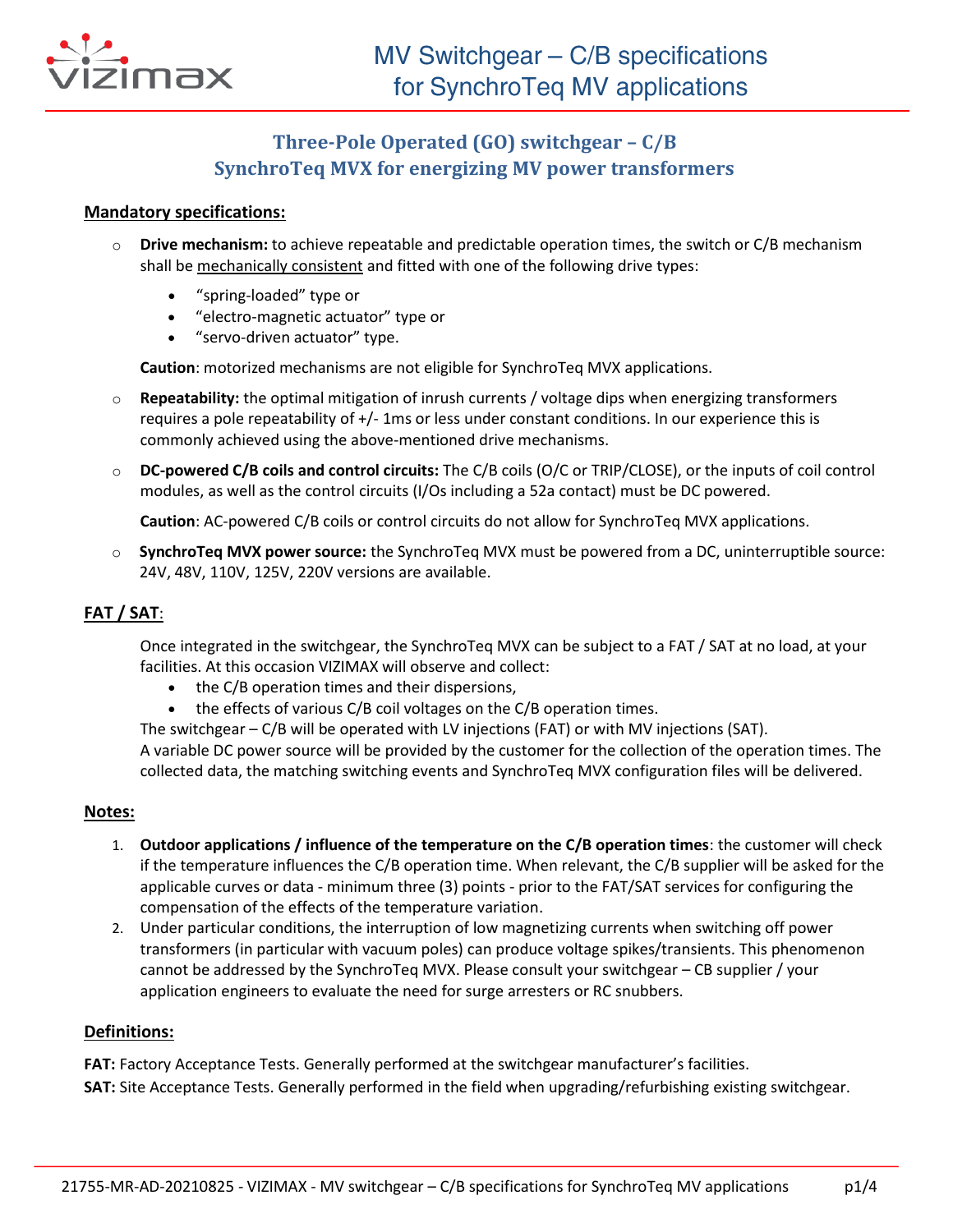# MV Switchgear – C/B specifications for SynchroTeq MV applications

## Three-Pole Operated (GO) switchgear – C/B
## SynchroTeq MVX for energizing MV power transformers

### Mandatory specifications:

- **Drive mechanism:** to achieve repeatable and predictable operation times, the switch or C/B mechanism shall be <u>mechanically consistent</u> and fitted with one of the following drive types:
  - "spring-loaded" type or
  - "electro-magnetic actuator" type or
  - "servo-driven actuator" type.

  **Caution**: motorized mechanisms are not eligible for SynchroTeq MVX applications.

- **Repeatability:** the optimal mitigation of inrush currents / voltage dips when energizing transformers requires a pole repeatability of +/- 1ms or less under constant conditions. In our experience this is commonly achieved using the above-mentioned drive mechanisms.

- **DC-powered C/B coils and control circuits:** The C/B coils (O/C or TRIP/CLOSE), or the inputs of coil control modules, as well as the control circuits (I/Os including a 52a contact) must be DC powered.

  **Caution**: AC-powered C/B coils or control circuits do not allow for SynchroTeq MVX applications.

- **SynchroTeq MVX power source:** the SynchroTeq MVX must be powered from a DC, uninterruptible source: 24V, 48V, 110V, 125V, 220V versions are available.

### FAT / SAT:

Once integrated in the switchgear, the SynchroTeq MVX can be subject to a FAT / SAT at no load, at your facilities. At this occasion VIZIMAX will observe and collect:

- the C/B operation times and their dispersions,
- the effects of various C/B coil voltages on the C/B operation times.

The switchgear – C/B will be operated with LV injections (FAT) or with MV injections (SAT).
A variable DC power source will be provided by the customer for the collection of the operation times. The collected data, the matching switching events and SynchroTeq MVX configuration files will be delivered.

### Notes:

1. **Outdoor applications / influence of the temperature on the C/B operation times**: the customer will check if the temperature influences the C/B operation time. When relevant, the C/B supplier will be asked for the applicable curves or data - minimum three (3) points - prior to the FAT/SAT services for configuring the compensation of the effects of the temperature variation.
2. Under particular conditions, the interruption of low magnetizing currents when switching off power transformers (in particular with vacuum poles) can produce voltage spikes/transients. This phenomenon cannot be addressed by the SynchroTeq MVX. Please consult your switchgear – CB supplier / your application engineers to evaluate the need for surge arresters or RC snubbers.

### Definitions:

**FAT:** Factory Acceptance Tests. Generally performed at the switchgear manufacturer's facilities.

**SAT:** Site Acceptance Tests. Generally performed in the field when upgrading/refurbishing existing switchgear.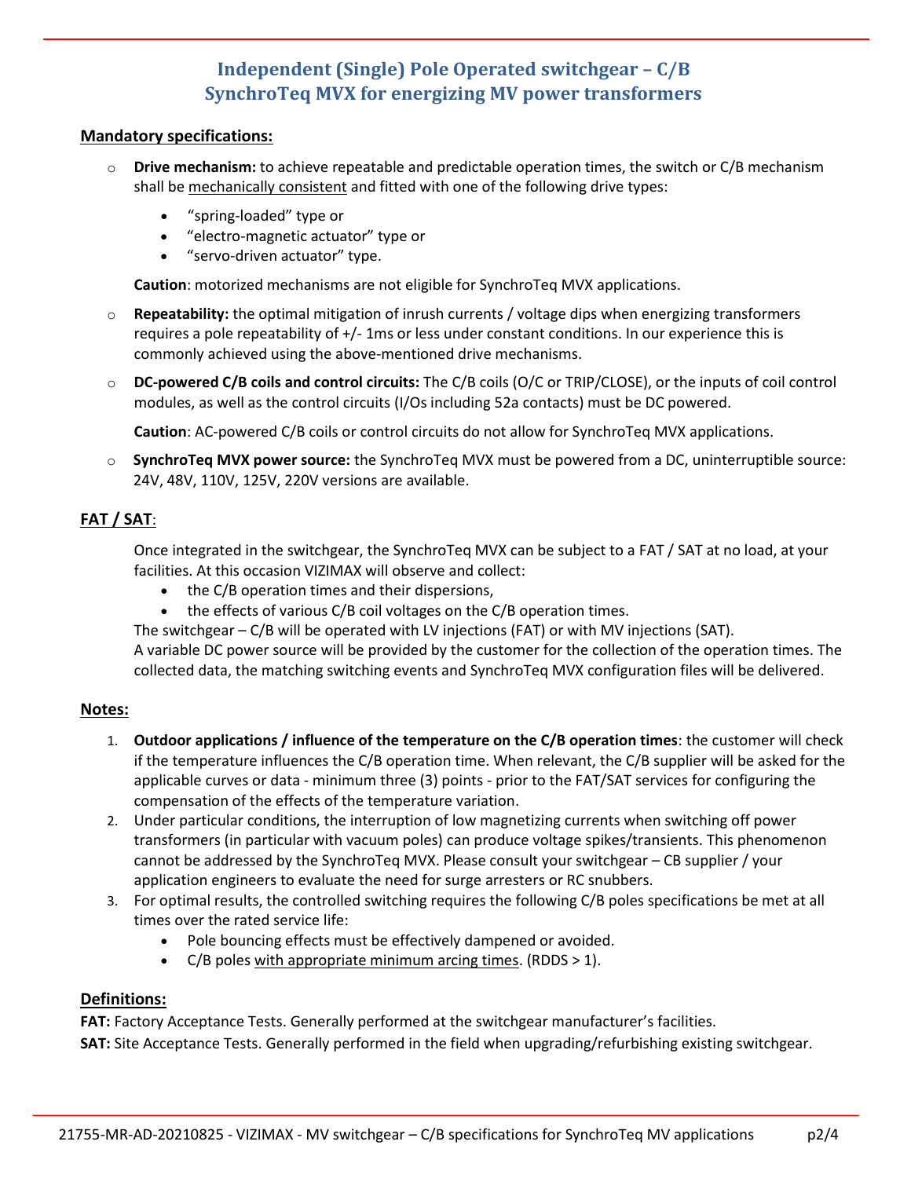# Independent (Single) Pole Operated switchgear – C/B
# SynchroTeq MVX for energizing MV power transformers

## Mandatory specifications:

- **Drive mechanism:** to achieve repeatable and predictable operation times, the switch or C/B mechanism shall be mechanically consistent and fitted with one of the following drive types:
  - "spring-loaded" type or
  - "electro-magnetic actuator" type or
  - "servo-driven actuator" type.

  **Caution**: motorized mechanisms are not eligible for SynchroTeq MVX applications.

- **Repeatability:** the optimal mitigation of inrush currents / voltage dips when energizing transformers requires a pole repeatability of +/- 1ms or less under constant conditions. In our experience this is commonly achieved using the above-mentioned drive mechanisms.

- **DC-powered C/B coils and control circuits:** The C/B coils (O/C or TRIP/CLOSE), or the inputs of coil control modules, as well as the control circuits (I/Os including 52a contacts) must be DC powered.

  **Caution**: AC-powered C/B coils or control circuits do not allow for SynchroTeq MVX applications.

- **SynchroTeq MVX power source:** the SynchroTeq MVX must be powered from a DC, uninterruptible source: 24V, 48V, 110V, 125V, 220V versions are available.

## FAT / SAT:

Once integrated in the switchgear, the SynchroTeq MVX can be subject to a FAT / SAT at no load, at your facilities. At this occasion VIZIMAX will observe and collect:

- the C/B operation times and their dispersions,
- the effects of various C/B coil voltages on the C/B operation times.

The switchgear – C/B will be operated with LV injections (FAT) or with MV injections (SAT).
A variable DC power source will be provided by the customer for the collection of the operation times. The collected data, the matching switching events and SynchroTeq MVX configuration files will be delivered.

## Notes:

1. **Outdoor applications / influence of the temperature on the C/B operation times**: the customer will check if the temperature influences the C/B operation time. When relevant, the C/B supplier will be asked for the applicable curves or data - minimum three (3) points - prior to the FAT/SAT services for configuring the compensation of the effects of the temperature variation.
2. Under particular conditions, the interruption of low magnetizing currents when switching off power transformers (in particular with vacuum poles) can produce voltage spikes/transients. This phenomenon cannot be addressed by the SynchroTeq MVX. Please consult your switchgear – CB supplier / your application engineers to evaluate the need for surge arresters or RC snubbers.
3. For optimal results, the controlled switching requires the following C/B poles specifications be met at all times over the rated service life:
   - Pole bouncing effects must be effectively dampened or avoided.
   - C/B poles with appropriate minimum arcing times. (RDDS > 1).

## Definitions:

**FAT:** Factory Acceptance Tests. Generally performed at the switchgear manufacturer's facilities.
**SAT:** Site Acceptance Tests. Generally performed in the field when upgrading/refurbishing existing switchgear.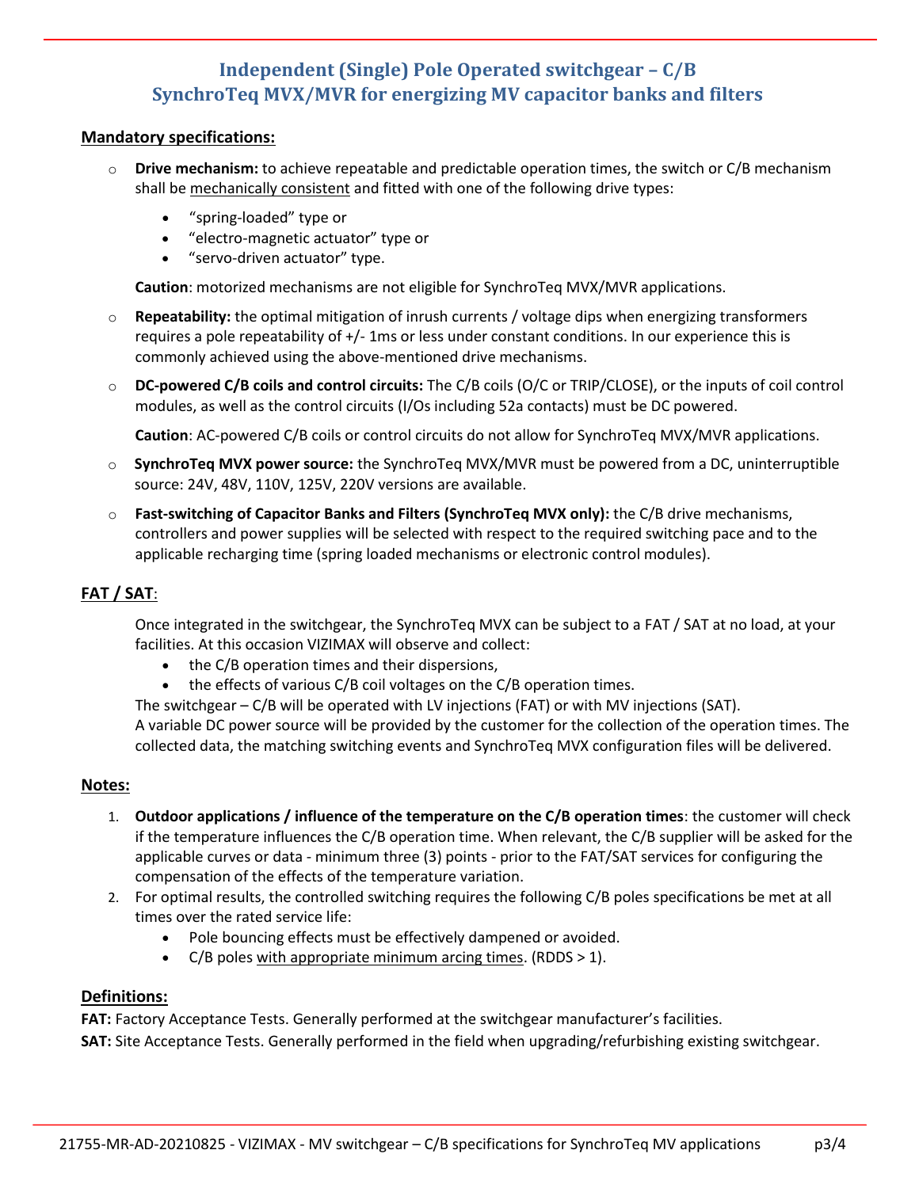# Independent (Single) Pole Operated switchgear – C/B
# SynchroTeq MVX/MVR for energizing MV capacitor banks and filters

## Mandatory specifications:

- **Drive mechanism:** to achieve repeatable and predictable operation times, the switch or C/B mechanism shall be mechanically consistent and fitted with one of the following drive types:
  - "spring-loaded" type or
  - "electro-magnetic actuator" type or
  - "servo-driven actuator" type.

  **Caution**: motorized mechanisms are not eligible for SynchroTeq MVX/MVR applications.

- **Repeatability:** the optimal mitigation of inrush currents / voltage dips when energizing transformers requires a pole repeatability of +/- 1ms or less under constant conditions. In our experience this is commonly achieved using the above-mentioned drive mechanisms.

- **DC-powered C/B coils and control circuits:** The C/B coils (O/C or TRIP/CLOSE), or the inputs of coil control modules, as well as the control circuits (I/Os including 52a contacts) must be DC powered.

  **Caution**: AC-powered C/B coils or control circuits do not allow for SynchroTeq MVX/MVR applications.

- **SynchroTeq MVX power source:** the SynchroTeq MVX/MVR must be powered from a DC, uninterruptible source: 24V, 48V, 110V, 125V, 220V versions are available.

- **Fast-switching of Capacitor Banks and Filters (SynchroTeq MVX only):** the C/B drive mechanisms, controllers and power supplies will be selected with respect to the required switching pace and to the applicable recharging time (spring loaded mechanisms or electronic control modules).

## FAT / SAT:

Once integrated in the switchgear, the SynchroTeq MVX can be subject to a FAT / SAT at no load, at your facilities. At this occasion VIZIMAX will observe and collect:

- the C/B operation times and their dispersions,
- the effects of various C/B coil voltages on the C/B operation times.

The switchgear – C/B will be operated with LV injections (FAT) or with MV injections (SAT).
A variable DC power source will be provided by the customer for the collection of the operation times. The collected data, the matching switching events and SynchroTeq MVX configuration files will be delivered.

## Notes:

1. **Outdoor applications / influence of the temperature on the C/B operation times**: the customer will check if the temperature influences the C/B operation time. When relevant, the C/B supplier will be asked for the applicable curves or data - minimum three (3) points - prior to the FAT/SAT services for configuring the compensation of the effects of the temperature variation.
2. For optimal results, the controlled switching requires the following C/B poles specifications be met at all times over the rated service life:
   - Pole bouncing effects must be effectively dampened or avoided.
   - C/B poles with appropriate minimum arcing times. (RDDS > 1).

## Definitions:

**FAT:** Factory Acceptance Tests. Generally performed at the switchgear manufacturer's facilities.
**SAT:** Site Acceptance Tests. Generally performed in the field when upgrading/refurbishing existing switchgear.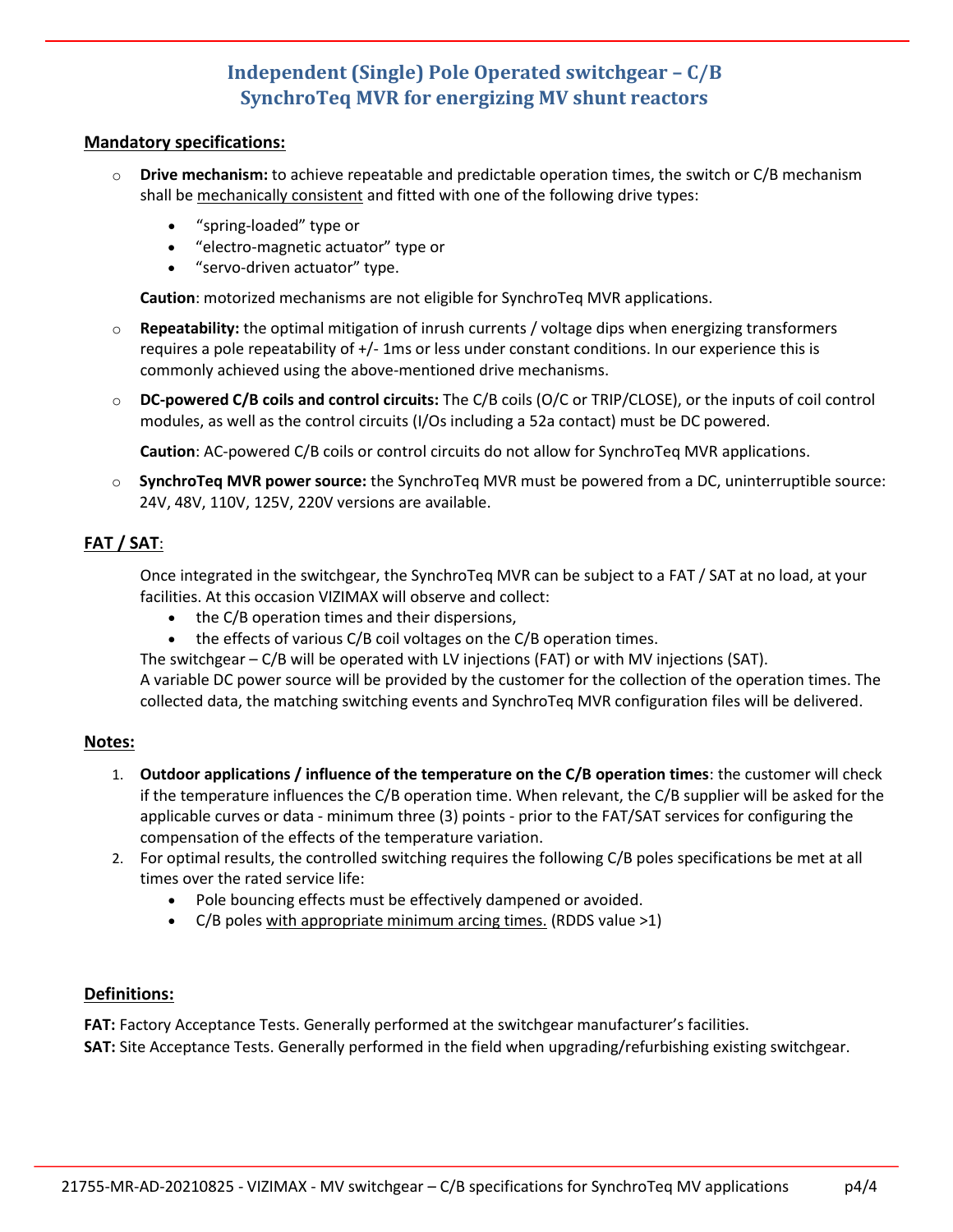## Independent (Single) Pole Operated switchgear – C/B
## SynchroTeq MVR for energizing MV shunt reactors

**Mandatory specifications:**

- **Drive mechanism:** to achieve repeatable and predictable operation times, the switch or C/B mechanism shall be mechanically consistent and fitted with one of the following drive types:
  - "spring-loaded" type or
  - "electro-magnetic actuator" type or
  - "servo-driven actuator" type.

  **Caution**: motorized mechanisms are not eligible for SynchroTeq MVR applications.

- **Repeatability:** the optimal mitigation of inrush currents / voltage dips when energizing transformers requires a pole repeatability of +/- 1ms or less under constant conditions. In our experience this is commonly achieved using the above-mentioned drive mechanisms.

- **DC-powered C/B coils and control circuits:** The C/B coils (O/C or TRIP/CLOSE), or the inputs of coil control modules, as well as the control circuits (I/Os including a 52a contact) must be DC powered.

  **Caution**: AC-powered C/B coils or control circuits do not allow for SynchroTeq MVR applications.

- **SynchroTeq MVR power source:** the SynchroTeq MVR must be powered from a DC, uninterruptible source: 24V, 48V, 110V, 125V, 220V versions are available.

**FAT / SAT**:

Once integrated in the switchgear, the SynchroTeq MVR can be subject to a FAT / SAT at no load, at your facilities. At this occasion VIZIMAX will observe and collect:

- the C/B operation times and their dispersions,
- the effects of various C/B coil voltages on the C/B operation times.

The switchgear – C/B will be operated with LV injections (FAT) or with MV injections (SAT).
A variable DC power source will be provided by the customer for the collection of the operation times. The collected data, the matching switching events and SynchroTeq MVR configuration files will be delivered.

**Notes:**

1. **Outdoor applications / influence of the temperature on the C/B operation times**: the customer will check if the temperature influences the C/B operation time. When relevant, the C/B supplier will be asked for the applicable curves or data - minimum three (3) points - prior to the FAT/SAT services for configuring the compensation of the effects of the temperature variation.
2. For optimal results, the controlled switching requires the following C/B poles specifications be met at all times over the rated service life:
   - Pole bouncing effects must be effectively dampened or avoided.
   - C/B poles with appropriate minimum arcing times. (RDDS value >1)

**Definitions:**

**FAT:** Factory Acceptance Tests. Generally performed at the switchgear manufacturer's facilities.
**SAT:** Site Acceptance Tests. Generally performed in the field when upgrading/refurbishing existing switchgear.